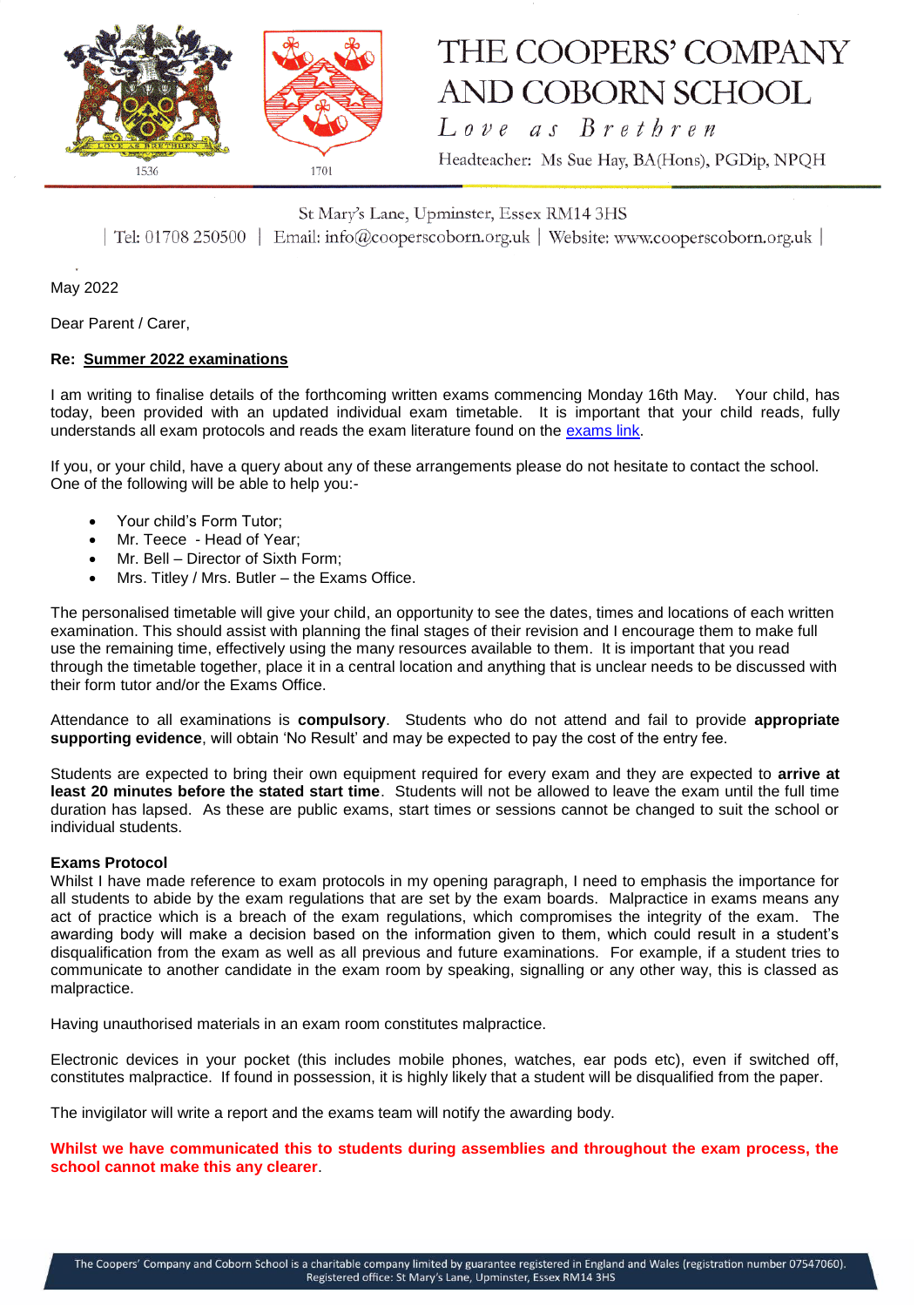# THE COOPERS' COMPANY AND COBORN SCHOOL

*Love as Brethren*

Headteacher: Ms Sue Hay, BA(Hons), PGDip, NPQH

St Mary's Lane, Upminster, Essex RM14 3HS

| Tel: 01708 250500 | Email: info@cooperscoborn.org.uk | Website: www.cooperscoborn.org.uk |

May 2022

Dear Parent / Carer,

**Re: Summer 2022 examinations**

I am writing to finalise details of the forthcoming written exams commencing Monday 16th May. Your child, has today, been provided with an updated individual exam timetable. It is important that your child reads, fully understands all exam protocols and reads the exam literature found on the [exams link](#).

If you, or your child, have a query about any of these arrangements please do not hesitate to contact the school. One of the following will be able to help you:-

- Your child's Form Tutor;
- Mr. Teece - Head of Year;
- Mr. Bell – Director of Sixth Form;
- Mrs. Titley / Mrs. Butler – the Exams Office.

The personalised timetable will give your child, an opportunity to see the dates, times and locations of each written examination. This should assist with planning the final stages of their revision and I encourage them to make full use the remaining time, effectively using the many resources available to them. It is important that you read through the timetable together, place it in a central location and anything that is unclear needs to be discussed with their form tutor and/or the Exams Office.

Attendance to all examinations is **compulsory**. Students who do not attend and fail to provide **appropriate supporting evidence**, will obtain 'No Result' and may be expected to pay the cost of the entry fee.

Students are expected to bring their own equipment required for every exam and they are expected to **arrive at least 20 minutes before the stated start time**. Students will not be allowed to leave the exam until the full time duration has lapsed. As these are public exams, start times or sessions cannot be changed to suit the school or individual students.

**Exams Protocol**

Whilst I have made reference to exam protocols in my opening paragraph, I need to emphasis the importance for all students to abide by the exam regulations that are set by the exam boards. Malpractice in exams means any act of practice which is a breach of the exam regulations, which compromises the integrity of the exam. The awarding body will make a decision based on the information given to them, which could result in a student's disqualification from the exam as well as all previous and future examinations. For example, if a student tries to communicate to another candidate in the exam room by speaking, signalling or any other way, this is classed as malpractice.

Having unauthorised materials in an exam room constitutes malpractice.

Electronic devices in your pocket (this includes mobile phones, watches, ear pods etc), even if switched off, constitutes malpractice. If found in possession, it is highly likely that a student will be disqualified from the paper.

The invigilator will write a report and the exams team will notify the awarding body.

**Whilst we have communicated this to students during assemblies and throughout the exam process, the school cannot make this any clearer**.

The Coopers' Company and Coborn School is a charitable company limited by guarantee registered in England and Wales (registration number 07547060). Registered office: St Mary's Lane, Upminster, Essex RM14 3HS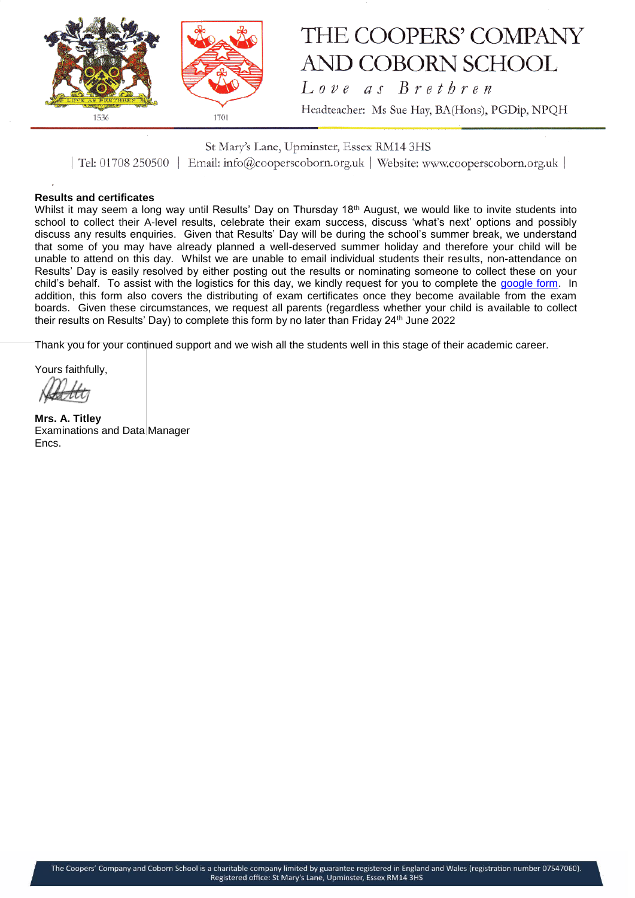# THE COOPERS' COMPANY AND COBORN SCHOOL

*Love as Brethren*

Headteacher: Ms Sue Hay, BA(Hons), PGDip, NPQH

St Mary's Lane, Upminster, Essex RM14 3HS

| Tel: 01708 250500 | Email: info@cooperscoborn.org.uk | Website: www.cooperscoborn.org.uk |

**Results and certificates**

Whilst it may seem a long way until Results' Day on Thursday 18th August, we would like to invite students into school to collect their A-level results, celebrate their exam success, discuss 'what's next' options and possibly discuss any results enquiries. Given that Results' Day will be during the school's summer break, we understand that some of you may have already planned a well-deserved summer holiday and therefore your child will be unable to attend on this day. Whilst we are unable to email individual students their results, non-attendance on Results' Day is easily resolved by either posting out the results or nominating someone to collect these on your child's behalf. To assist with the logistics for this day, we kindly request for you to complete the google form. In addition, this form also covers the distributing of exam certificates once they become available from the exam boards. Given these circumstances, we request all parents (regardless whether your child is available to collect their results on Results' Day) to complete this form by no later than Friday 24th June 2022

Thank you for your continued support and we wish all the students well in this stage of their academic career.

Yours faithfully,

**Mrs. A. Titley**
Examinations and Data Manager
Encs.

The Coopers' Company and Coborn School is a charitable company limited by guarantee registered in England and Wales (registration number 07547060). Registered office: St Mary's Lane, Upminster, Essex RM14 3HS